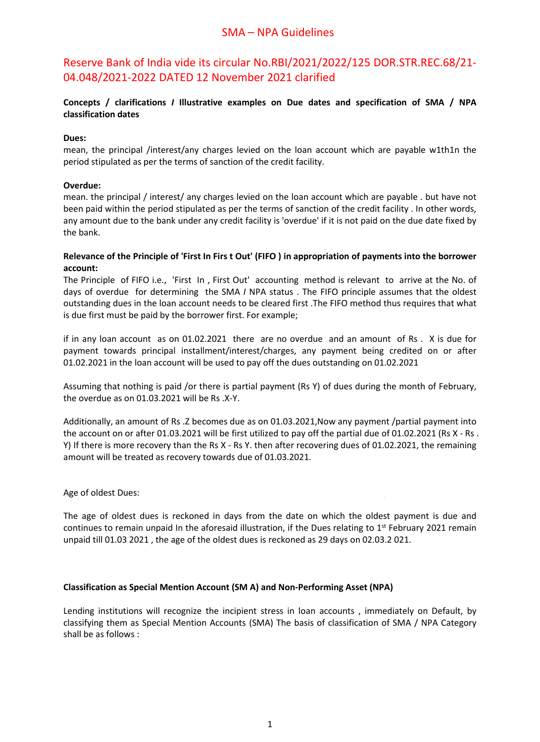# SMA – NPA Guidelines

## Reserve Bank of India vide its circular No.RBI/2021/2022/125 DOR.STR.REC.68/21-04.048/2021-2022 DATED 12 November 2021 clarified

**Concepts / clarifications I Illustrative examples on Due dates and specification of SMA / NPA classification dates**

**Dues:**
mean, the principal /interest/any charges levied on the loan account which are payable w1th1n the period stipulated as per the terms of sanction of the credit facility.

**Overdue:**
mean. the principal / interest/ any charges levied on the loan account which are payable . but have not been paid within the period stipulated as per the terms of sanction of the credit facility . In other words, any amount due to the bank under any credit facility is 'overdue' if it is not paid on the due date fixed by the bank.

**Relevance of the Principle of 'First In Firs t Out' (FIFO ) in appropriation of payments into the borrower account:**
The Principle of FIFO i.e., 'First In , First Out' accounting method is relevant to arrive at the No. of days of overdue for determining the SMA I NPA status . The FIFO principle assumes that the oldest outstanding dues in the loan account needs to be cleared first .The FIFO method thus requires that what is due first must be paid by the borrower first. For example;

if in any loan account as on 01.02.2021 there are no overdue and an amount of Rs . X is due for payment towards principal installment/interest/charges, any payment being credited on or after 01.02.2021 in the loan account will be used to pay off the dues outstanding on 01.02.2021

Assuming that nothing is paid /or there is partial payment (Rs Y) of dues during the month of February, the overdue as on 01.03.2021 will be Rs .X-Y.

Additionally, an amount of Rs .Z becomes due as on 01.03.2021,Now any payment /partial payment into the account on or after 01.03.2021 will be first utilized to pay off the partial due of 01.02.2021 (Rs X - Rs . Y) If there is more recovery than the Rs X - Rs Y. then after recovering dues of 01.02.2021, the remaining amount will be treated as recovery towards due of 01.03.2021.

Age of oldest Dues:

The age of oldest dues is reckoned in days from the date on which the oldest payment is due and continues to remain unpaid In the aforesaid illustration, if the Dues relating to 1st February 2021 remain unpaid till 01.03 2021 , the age of the oldest dues is reckoned as 29 days on 02.03.2 021.

**Classification as Special Mention Account (SM A) and Non-Performing Asset (NPA)**

Lending institutions will recognize the incipient stress in loan accounts , immediately on Default, by classifying them as Special Mention Accounts (SMA) The basis of classification of SMA / NPA Category shall be as follows :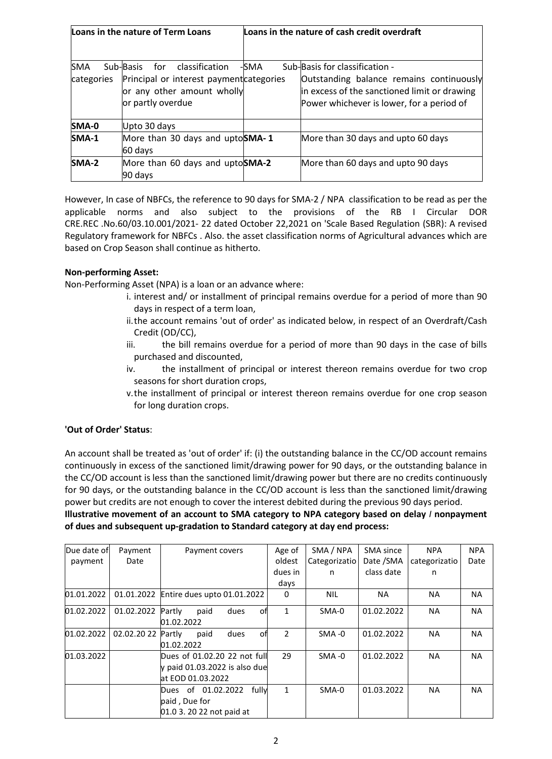| Loans in the nature of Term Loans | | Loans in the nature of cash credit overdraft | |
|---|---|---|---|
| SMA Sub-categories | Basis for classification - Principal or interest payment or any other amount wholly or partly overdue | SMA Sub-categories | Basis for classification - Outstanding balance remains continuously in excess of the sanctioned limit or drawing Power whichever is lower, for a period of |
| **SMA-0** | Upto 30 days | | |
| **SMA-1** | More than 30 days and upto 60 days | **SMA- 1** | More than 30 days and upto 60 days |
| **SMA-2** | More than 60 days and upto 90 days | **SMA-2** | More than 60 days and upto 90 days |

However, In case of NBFCs, the reference to 90 days for SMA-2 / NPA classification to be read as per the applicable norms and also subject to the provisions of the RB I Circular DOR CRE.REC .No.60/03.10.001/2021- 22 dated October 22,2021 on 'Scale Based Regulation (SBR): A revised Regulatory framework for NBFCs . Also. the asset classification norms of Agricultural advances which are based on Crop Season shall continue as hitherto.

**Non-performing Asset:**

Non-Performing Asset (NPA) is a loan or an advance where:

i. interest and/ or installment of principal remains overdue for a period of more than 90 days in respect of a term loan,

ii. the account remains 'out of order' as indicated below, in respect of an Overdraft/Cash Credit (OD/CC),

iii. the bill remains overdue for a period of more than 90 days in the case of bills purchased and discounted,

iv. the installment of principal or interest thereon remains overdue for two crop seasons for short duration crops,

v. the installment of principal or interest thereon remains overdue for one crop season for long duration crops.

**'Out of Order' Status**:

An account shall be treated as 'out of order' if: (i) the outstanding balance in the CC/OD account remains continuously in excess of the sanctioned limit/drawing power for 90 days, or the outstanding balance in the CC/OD account is less than the sanctioned limit/drawing power but there are no credits continuously for 90 days, or the outstanding balance in the CC/OD account is less than the sanctioned limit/drawing power but credits are not enough to cover the interest debited during the previous 90 days period.

**Illustrative movement of an account to SMA category to NPA category based on delay / nonpayment of dues and subsequent up-gradation to Standard category at day end process:**

| Due date of payment | Payment Date | Payment covers | Age of oldest dues in days | SMA / NPA Categorization | SMA since Date /SMA class date | NPA categorization | NPA Date |
|---|---|---|---|---|---|---|---|
| 01.01.2022 | 01.01.2022 | Entire dues upto 01.01.2022 | 0 | NIL | NA | NA | NA |
| 01.02.2022 | 01.02.2022 | Partly paid dues of 01.02.2022 | 1 | SMA-0 | 01.02.2022 | NA | NA |
| 01.02.2022 | 02.02.20 22 | Partly paid dues of 01.02.2022 | 2 | SMA -0 | 01.02.2022 | NA | NA |
| 01.03.2022 | | Dues of 01.02.20 22 not fully paid 01.03.2022 is also due at EOD 01.03.2022 | 29 | SMA -0 | 01.02.2022 | NA | NA |
| | | Dues of 01.02.2022 fully paid , Due for 01.0 3. 20 22 not paid at | 1 | SMA-0 | 01.03.2022 | NA | NA |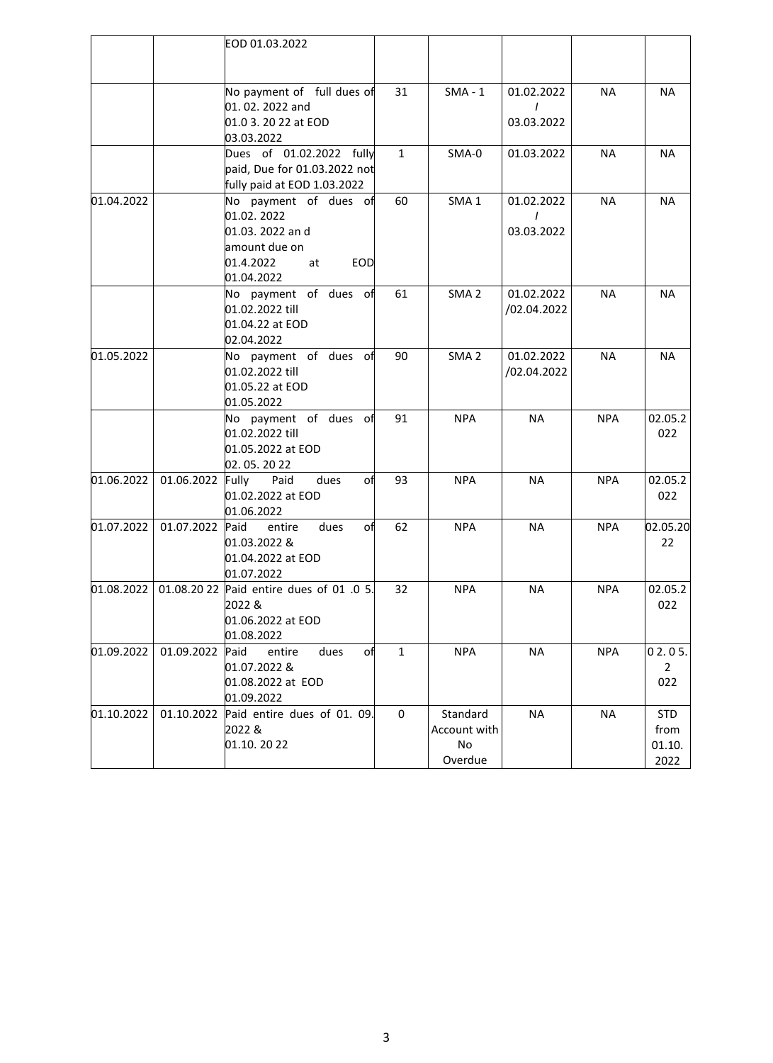| | | | | | | | | |
|---|---|---|---|---|---|---|---|---|
| | | EOD 01.03.2022 | | | | | | |
| | | No payment of full dues of 01. 02. 2022 and 01.0 3. 20 22 at EOD 03.03.2022 | 31 | SMA - 1 | 01.02.2022 / 03.03.2022 | NA | NA | |
| | | Dues of 01.02.2022 fully paid, Due for 01.03.2022 not fully paid at EOD 1.03.2022 | 1 | SMA-0 | 01.03.2022 | NA | NA | |
| 01.04.2022 | | No payment of dues of 01.02. 2022 01.03. 2022 an d amount due on 01.4.2022 at EOD 01.04.2022 | 60 | SMA 1 | 01.02.2022 / 03.03.2022 | NA | NA | |
| | | No payment of dues of 01.02.2022 till 01.04.22 at EOD 02.04.2022 | 61 | SMA 2 | 01.02.2022 /02.04.2022 | NA | NA | |
| 01.05.2022 | | No payment of dues of 01.02.2022 till 01.05.22 at EOD 01.05.2022 | 90 | SMA 2 | 01.02.2022 /02.04.2022 | NA | NA | |
| | | No payment of dues of 01.02.2022 till 01.05.2022 at EOD 02. 05. 20 22 | 91 | NPA | NA | NPA | 02.05.2022 | |
| 01.06.2022 | 01.06.2022 | Fully Paid dues of 01.02.2022 at EOD 01.06.2022 | 93 | NPA | NA | NPA | 02.05.2022 | |
| 01.07.2022 | 01.07.2022 | Paid entire dues of 01.03.2022 & 01.04.2022 at EOD 01.07.2022 | 62 | NPA | NA | NPA | 02.05.2022 | |
| 01.08.2022 | 01.08.20 22 | Paid entire dues of 01 .0 5. 2022 & 01.06.2022 at EOD 01.08.2022 | 32 | NPA | NA | NPA | 02.05.2022 | |
| 01.09.2022 | 01.09.2022 | Paid entire dues of 01.07.2022 & 01.08.2022 at EOD 01.09.2022 | 1 | NPA | NA | NPA | 0 2. 0 5. 2 022 | |
| 01.10.2022 | 01.10.2022 | Paid entire dues of 01. 09. 2022 & 01.10. 20 22 | 0 | Standard Account with No Overdue | NA | NA | STD from 01.10. 2022 | |